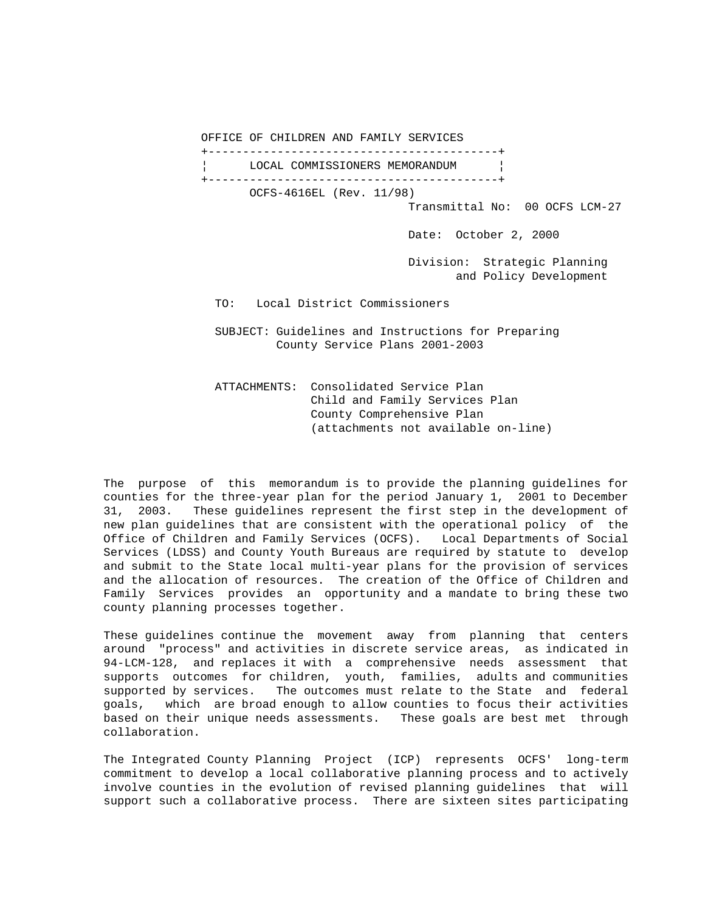OFFICE OF CHILDREN AND FAMILY SERVICES

**LOCAL COMMISSIONERS MEMORANDUM**

OCFS-4616EL (Rev. 11/98)

Transmittal No: 00 OCFS LCM-27

Date: October 2, 2000

Division: Strategic Planning and Policy Development

TO: Local District Commissioners

SUBJECT: Guidelines and Instructions for Preparing County Service Plans 2001-2003

ATTACHMENTS: Consolidated Service Plan
Child and Family Services Plan
County Comprehensive Plan
(attachments not available on-line)

The purpose of this memorandum is to provide the planning guidelines for counties for the three-year plan for the period January 1, 2001 to December 31, 2003. These guidelines represent the first step in the development of new plan guidelines that are consistent with the operational policy of the Office of Children and Family Services (OCFS). Local Departments of Social Services (LDSS) and County Youth Bureaus are required by statute to develop and submit to the State local multi-year plans for the provision of services and the allocation of resources. The creation of the Office of Children and Family Services provides an opportunity and a mandate to bring these two county planning processes together.

These guidelines continue the movement away from planning that centers around "process" and activities in discrete service areas, as indicated in 94-LCM-128, and replaces it with a comprehensive needs assessment that supports outcomes for children, youth, families, adults and communities supported by services. The outcomes must relate to the State and federal goals, which are broad enough to allow counties to focus their activities based on their unique needs assessments. These goals are best met through collaboration.

The Integrated County Planning Project (ICP) represents OCFS' long-term commitment to develop a local collaborative planning process and to actively involve counties in the evolution of revised planning guidelines that will support such a collaborative process. There are sixteen sites participating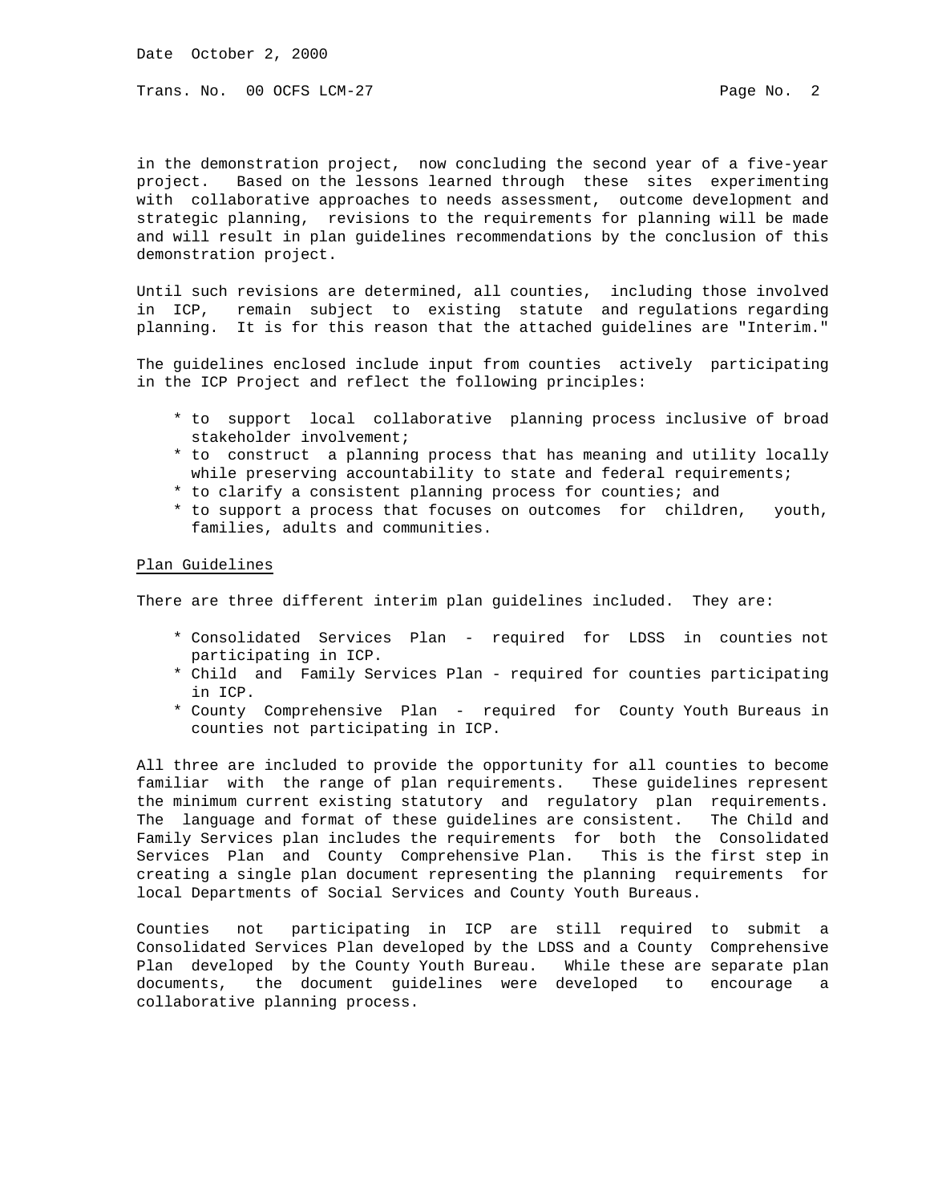in the demonstration project, now concluding the second year of a five-year project. Based on the lessons learned through these sites experimenting with collaborative approaches to needs assessment, outcome development and strategic planning, revisions to the requirements for planning will be made and will result in plan guidelines recommendations by the conclusion of this demonstration project.

Until such revisions are determined, all counties, including those involved in ICP, remain subject to existing statute and regulations regarding planning. It is for this reason that the attached guidelines are "Interim."

The guidelines enclosed include input from counties actively participating in the ICP Project and reflect the following principles:

* to support local collaborative planning process inclusive of broad stakeholder involvement;
* to construct a planning process that has meaning and utility locally while preserving accountability to state and federal requirements;
* to clarify a consistent planning process for counties; and
* to support a process that focuses on outcomes for children, youth, families, adults and communities.

<u>Plan Guidelines</u>

There are three different interim plan guidelines included. They are:

* Consolidated Services Plan - required for LDSS in counties not participating in ICP.
* Child and Family Services Plan - required for counties participating in ICP.
* County Comprehensive Plan - required for County Youth Bureaus in counties not participating in ICP.

All three are included to provide the opportunity for all counties to become familiar with the range of plan requirements. These guidelines represent the minimum current existing statutory and regulatory plan requirements. The language and format of these guidelines are consistent. The Child and Family Services plan includes the requirements for both the Consolidated Services Plan and County Comprehensive Plan. This is the first step in creating a single plan document representing the planning requirements for local Departments of Social Services and County Youth Bureaus.

Counties not participating in ICP are still required to submit a Consolidated Services Plan developed by the LDSS and a County Comprehensive Plan developed by the County Youth Bureau. While these are separate plan documents, the document guidelines were developed to encourage a collaborative planning process.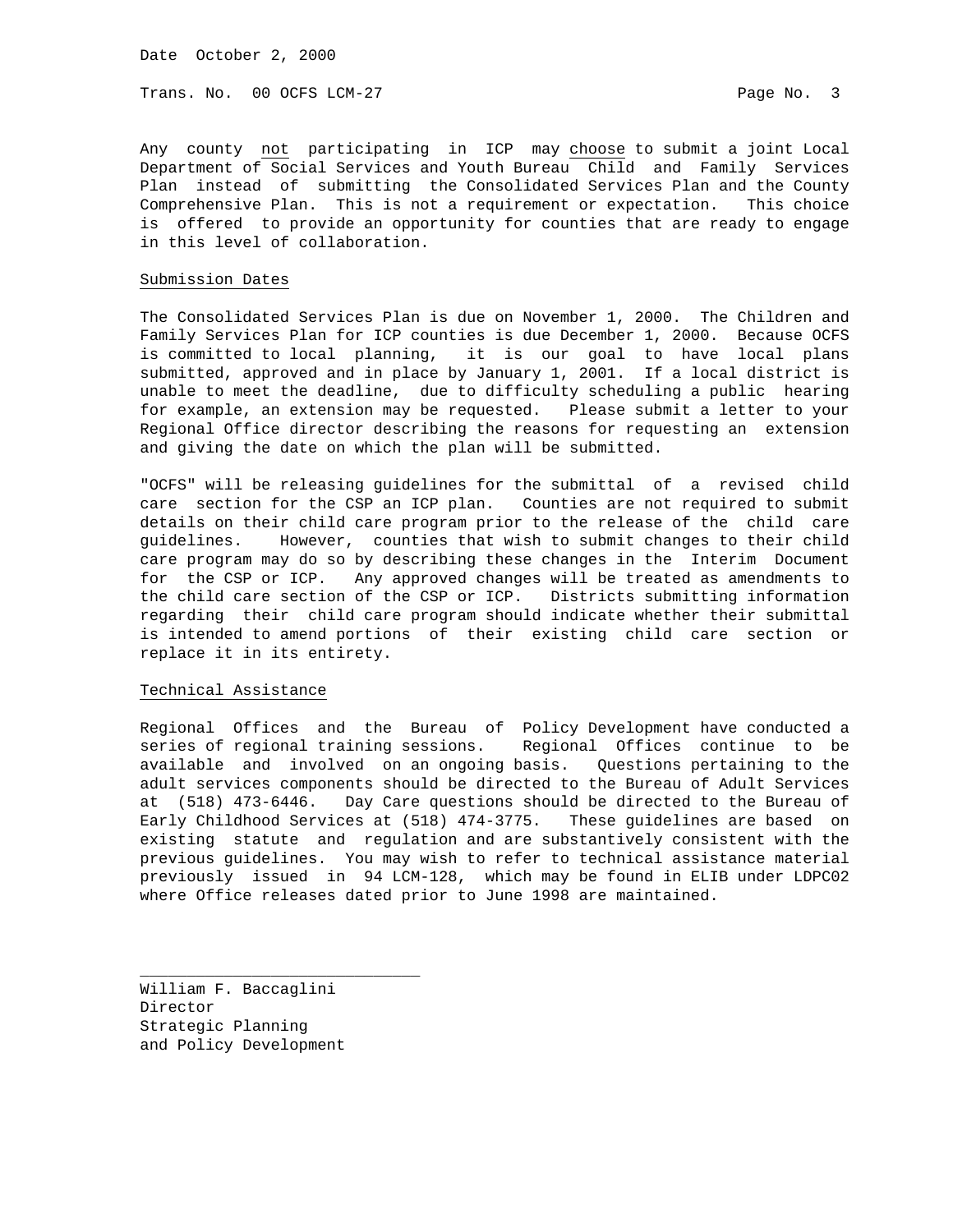Any county not participating in ICP may choose to submit a joint Local Department of Social Services and Youth Bureau Child and Family Services Plan instead of submitting the Consolidated Services Plan and the County Comprehensive Plan. This is not a requirement or expectation. This choice is offered to provide an opportunity for counties that are ready to engage in this level of collaboration.

Submission Dates

The Consolidated Services Plan is due on November 1, 2000. The Children and Family Services Plan for ICP counties is due December 1, 2000. Because OCFS is committed to local planning, it is our goal to have local plans submitted, approved and in place by January 1, 2001. If a local district is unable to meet the deadline, due to difficulty scheduling a public hearing for example, an extension may be requested. Please submit a letter to your Regional Office director describing the reasons for requesting an extension and giving the date on which the plan will be submitted.

"OCFS" will be releasing guidelines for the submittal of a revised child care section for the CSP an ICP plan. Counties are not required to submit details on their child care program prior to the release of the child care guidelines. However, counties that wish to submit changes to their child care program may do so by describing these changes in the Interim Document for the CSP or ICP. Any approved changes will be treated as amendments to the child care section of the CSP or ICP. Districts submitting information regarding their child care program should indicate whether their submittal is intended to amend portions of their existing child care section or replace it in its entirety.

Technical Assistance

Regional Offices and the Bureau of Policy Development have conducted a series of regional training sessions. Regional Offices continue to be available and involved on an ongoing basis. Questions pertaining to the adult services components should be directed to the Bureau of Adult Services at (518) 473-6446. Day Care questions should be directed to the Bureau of Early Childhood Services at (518) 474-3775. These guidelines are based on existing statute and regulation and are substantively consistent with the previous guidelines. You may wish to refer to technical assistance material previously issued in 94 LCM-128, which may be found in ELIB under LDPC02 where Office releases dated prior to June 1998 are maintained.

William F. Baccaglini
Director
Strategic Planning
and Policy Development